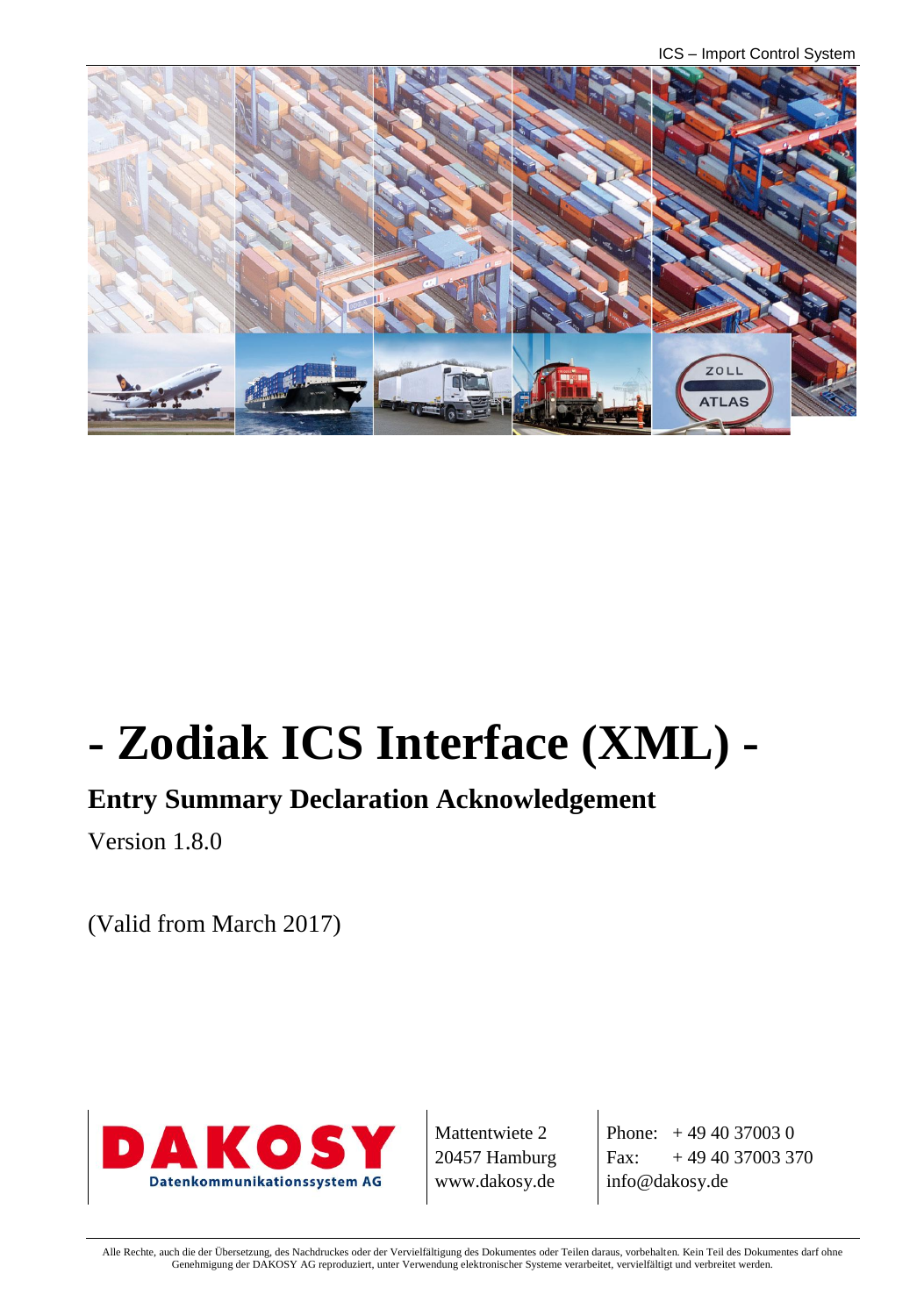# - Zodiak ICS Interface (XML) -

## Entry Summary Declaration Acknowledgement

Version 1.8.0

(Valid from March 2017)

DAKOSY
Datenkommunikationssystem AG

Mattentwiete 2
20457 Hamburg
www.dakosy.de

Phone: + 49 40 37003 0
Fax: + 49 40 37003 370
info@dakosy.de

Alle Rechte, auch die der Übersetzung, des Nachdruckes oder der Vervielfältigung des Dokumentes oder Teilen daraus, vorbehalten. Kein Teil des Dokumentes darf ohne Genehmigung der DAKOSY AG reproduziert, unter Verwendung elektronischer Systeme verarbeitet, vervielfältigt und verbreitet werden.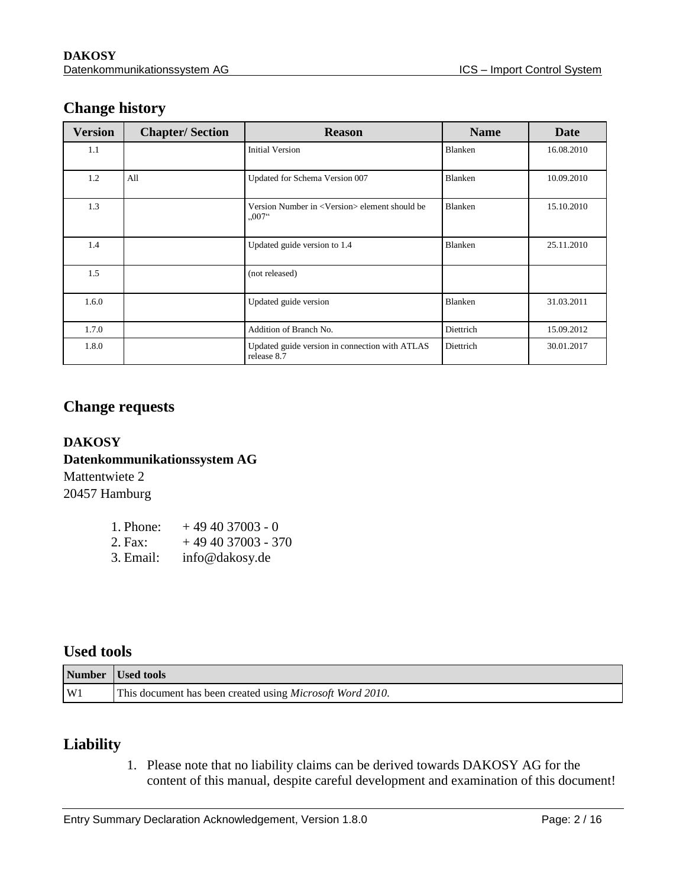## Change history

| Version | Chapter/ Section | Reason | Name | Date |
|---|---|---|---|---|
| 1.1 | | Initial Version | Blanken | 16.08.2010 |
| 1.2 | All | Updated for Schema Version 007 | Blanken | 10.09.2010 |
| 1.3 | | Version Number in <Version> element should be „007“ | Blanken | 15.10.2010 |
| 1.4 | | Updated guide version to 1.4 | Blanken | 25.11.2010 |
| 1.5 | | (not released) | | |
| 1.6.0 | | Updated guide version | Blanken | 31.03.2011 |
| 1.7.0 | | Addition of Branch No. | Diettrich | 15.09.2012 |
| 1.8.0 | | Updated guide version in connection with ATLAS release 8.7 | Diettrich | 30.01.2017 |

## Change requests

**DAKOSY**
**Datenkommunikationssystem AG**
Mattentwiete 2
20457 Hamburg

1. Phone: + 49 40 37003 - 0
2. Fax: + 49 40 37003 - 370
3. Email: info@dakosy.de

## Used tools

| Number | Used tools |
|---|---|
| W1 | This document has been created using *Microsoft Word 2010.* |

## Liability

1. Please note that no liability claims can be derived towards DAKOSY AG for the content of this manual, despite careful development and examination of this document!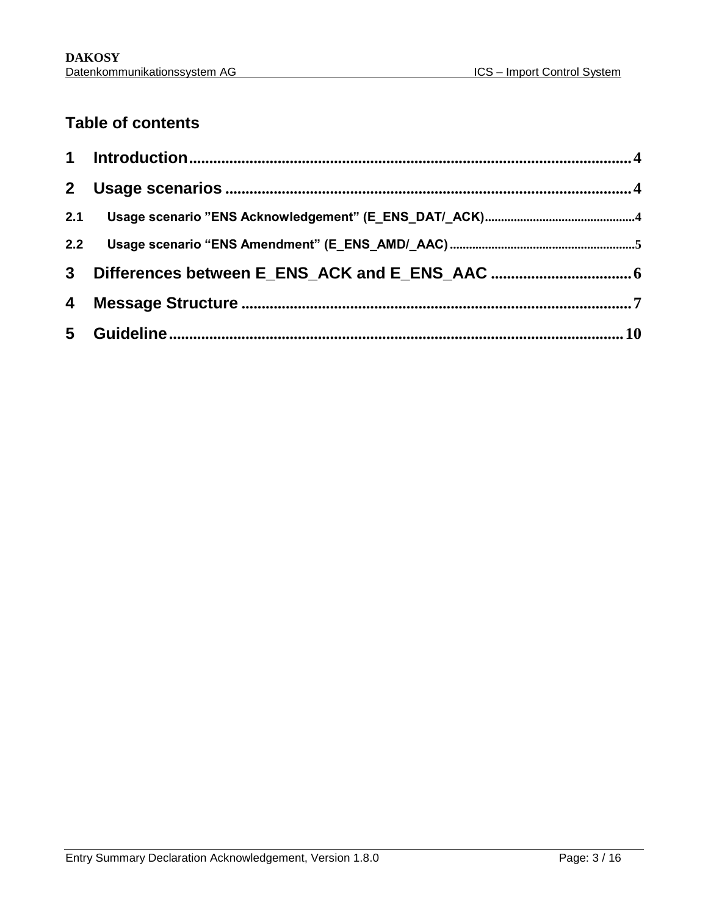## Table of contents

1 Introduction ... 4

2 Usage scenarios ... 4

2.1 Usage scenario "ENS Acknowledgement" (E_ENS_DAT/_ACK) ... 4

2.2 Usage scenario "ENS Amendment" (E_ENS_AMD/_AAC) ... 5

3 Differences between E_ENS_ACK and E_ENS_AAC ... 6

4 Message Structure ... 7

5 Guideline ... 10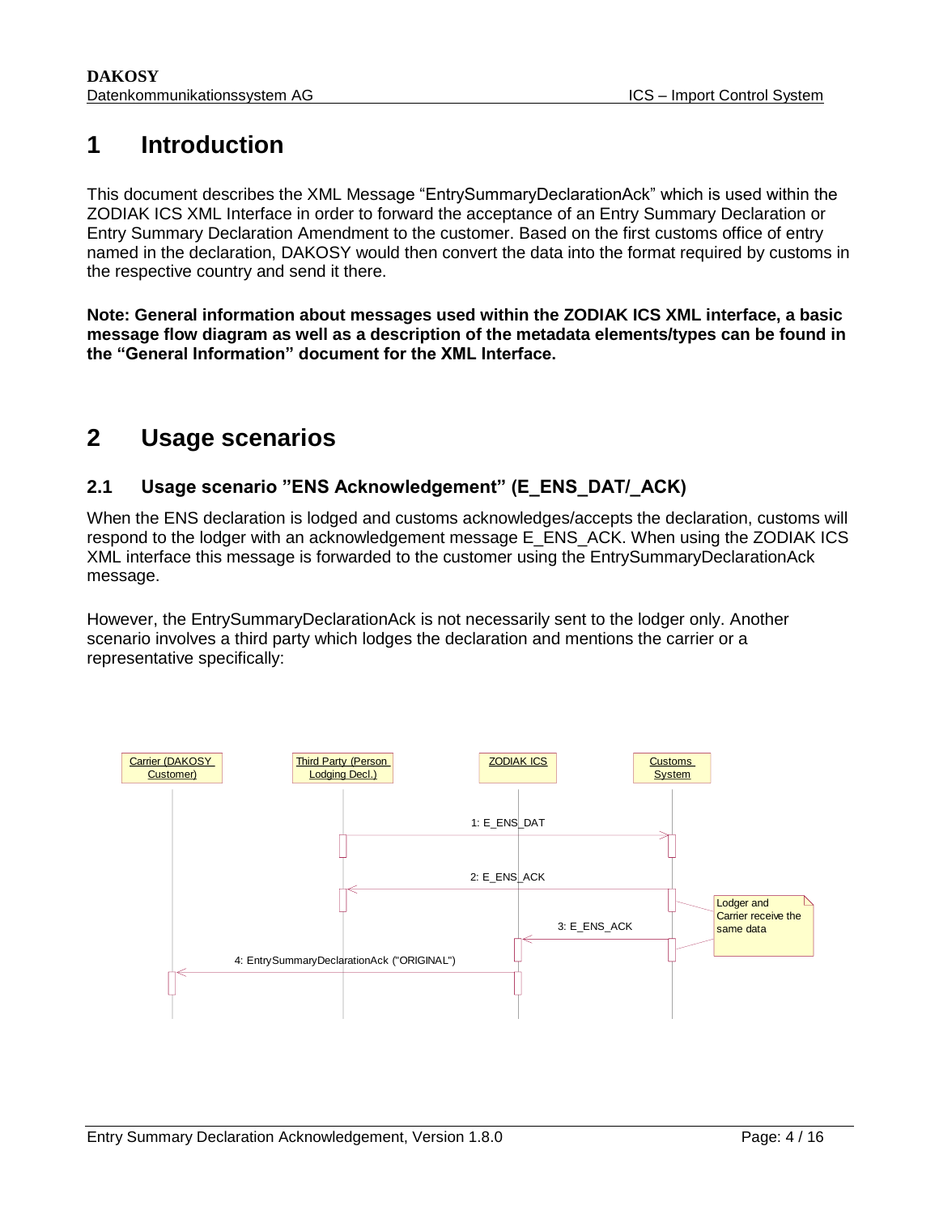# 1 Introduction

This document describes the XML Message "EntrySummaryDeclarationAck" which is used within the ZODIAK ICS XML Interface in order to forward the acceptance of an Entry Summary Declaration or Entry Summary Declaration Amendment to the customer. Based on the first customs office of entry named in the declaration, DAKOSY would then convert the data into the format required by customs in the respective country and send it there.

**Note: General information about messages used within the ZODIAK ICS XML interface, a basic message flow diagram as well as a description of the metadata elements/types can be found in the "General Information" document for the XML Interface.**

# 2 Usage scenarios

## 2.1 Usage scenario "ENS Acknowledgement" (E_ENS_DAT/_ACK)

When the ENS declaration is lodged and customs acknowledges/accepts the declaration, customs will respond to the lodger with an acknowledgement message E_ENS_ACK. When using the ZODIAK ICS XML interface this message is forwarded to the customer using the EntrySummaryDeclarationAck message.

However, the EntrySummaryDeclarationAck is not necessarily sent to the lodger only. Another scenario involves a third party which lodges the declaration and mentions the carrier or a representative specifically: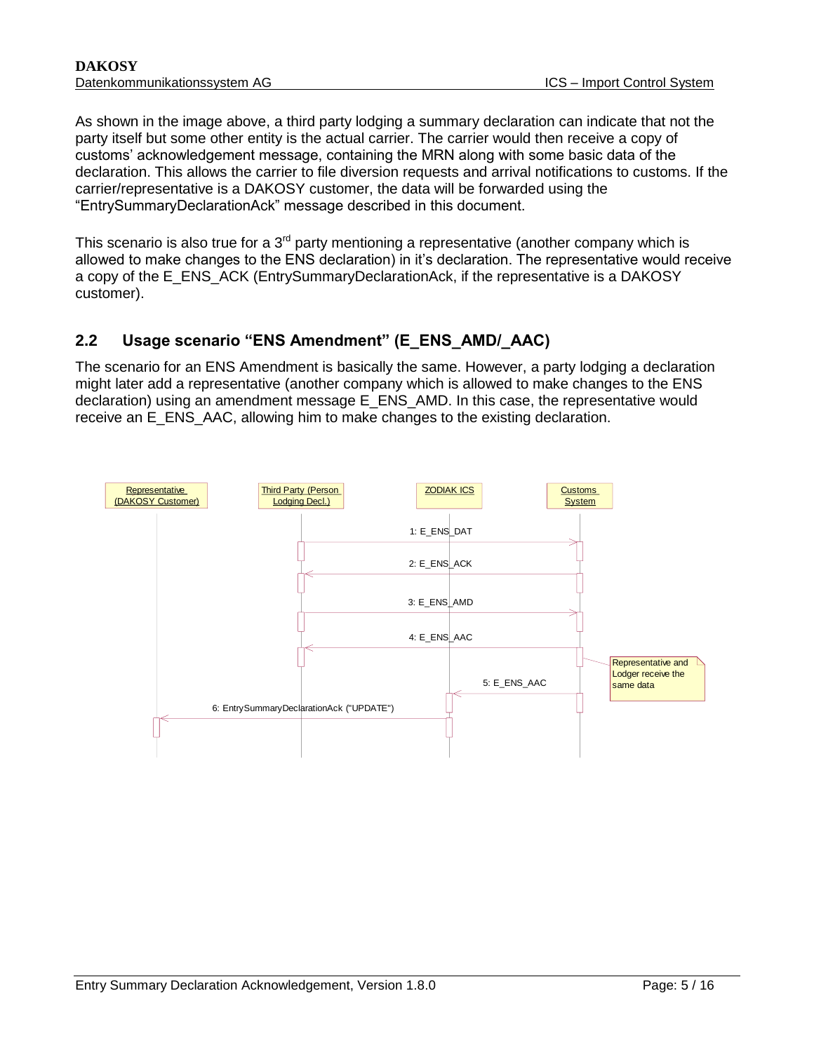As shown in the image above, a third party lodging a summary declaration can indicate that not the party itself but some other entity is the actual carrier. The carrier would then receive a copy of customs' acknowledgement message, containing the MRN along with some basic data of the declaration. This allows the carrier to file diversion requests and arrival notifications to customs. If the carrier/representative is a DAKOSY customer, the data will be forwarded using the "EntrySummaryDeclarationAck" message described in this document.

This scenario is also true for a 3rd party mentioning a representative (another company which is allowed to make changes to the ENS declaration) in it's declaration. The representative would receive a copy of the E_ENS_ACK (EntrySummaryDeclarationAck, if the representative is a DAKOSY customer).

## 2.2 Usage scenario "ENS Amendment" (E_ENS_AMD/_AAC)

The scenario for an ENS Amendment is basically the same. However, a party lodging a declaration might later add a representative (another company which is allowed to make changes to the ENS declaration) using an amendment message E_ENS_AMD. In this case, the representative would receive an E_ENS_AAC, allowing him to make changes to the existing declaration.

Representative (DAKOSY Customer) | Third Party (Person Lodging Decl.) | ZODIAK ICS | Customs System

1: E_ENS_DAT
2: E_ENS_ACK
3: E_ENS_AMD
4: E_ENS_AAC
5: E_ENS_AAC
6: EntrySummaryDeclarationAck ("UPDATE")

Representative and Lodger receive the same data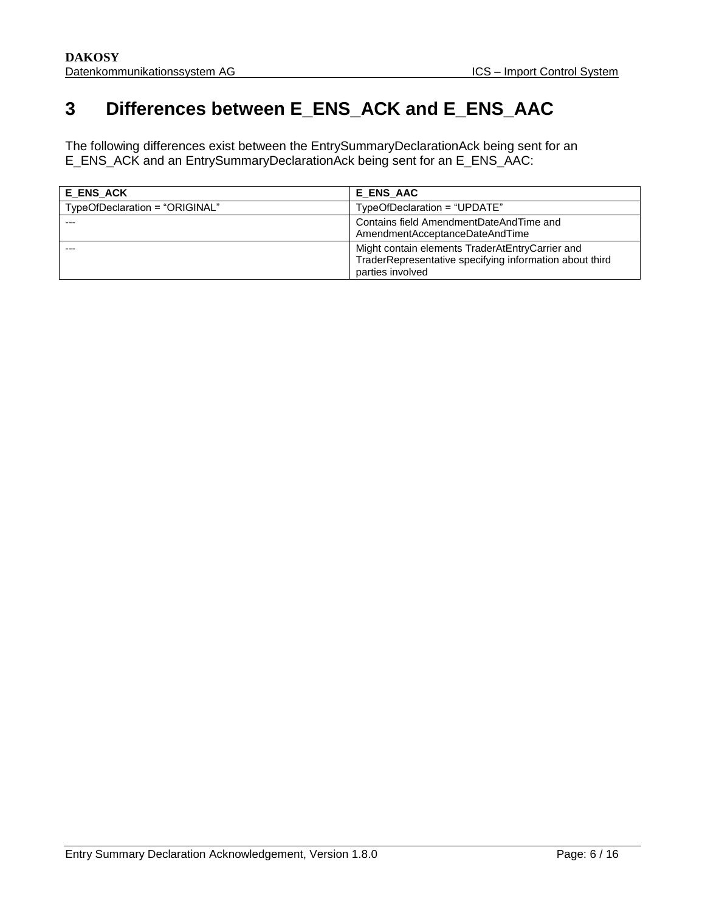# 3 Differences between E_ENS_ACK and E_ENS_AAC

The following differences exist between the EntrySummaryDeclarationAck being sent for an E_ENS_ACK and an EntrySummaryDeclarationAck being sent for an E_ENS_AAC:

| E_ENS_ACK | E_ENS_AAC |
|---|---|
| TypeOfDeclaration = "ORIGINAL" | TypeOfDeclaration = "UPDATE" |
| --- | Contains field AmendmentDateAndTime and AmendmentAcceptanceDateAndTime |
| --- | Might contain elements TraderAtEntryCarrier and TraderRepresentative specifying information about third parties involved |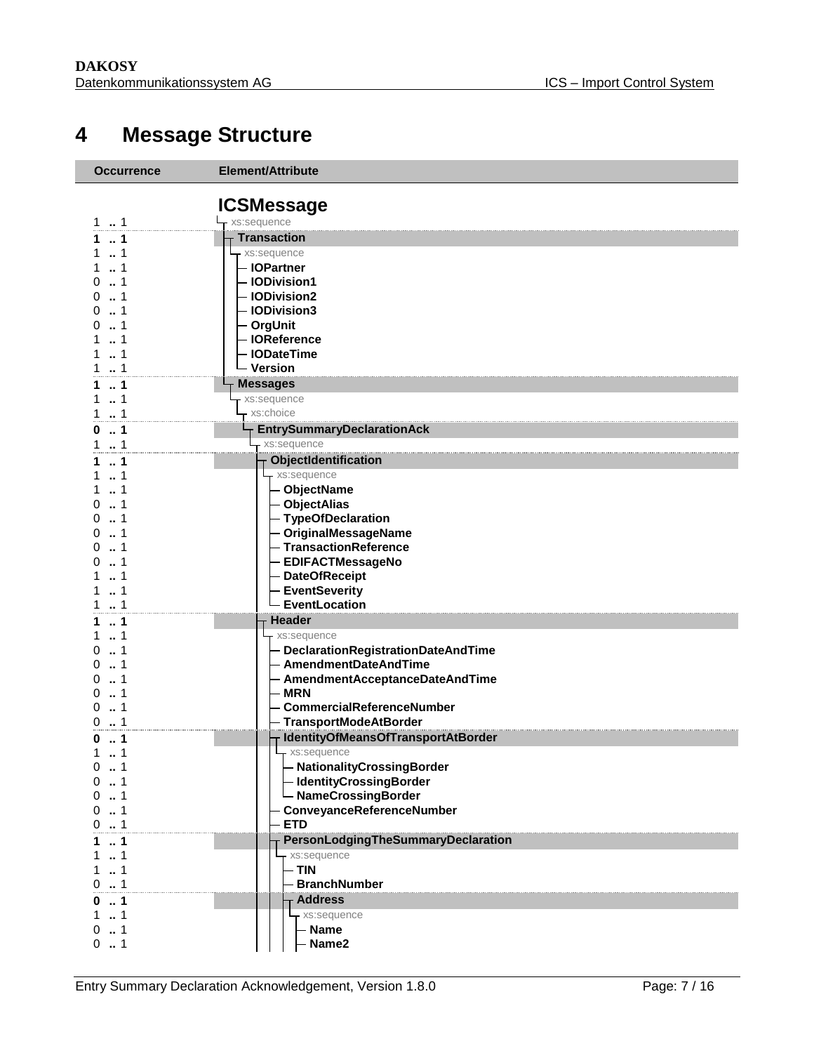# 4 Message Structure

| Occurrence | Element/Attribute |
|---|---|
| | **ICSMessage** |
| 1 .. 1 | xs:sequence |
| **1 .. 1** | **Transaction** |
| 1 .. 1 | xs:sequence |
| 1 .. 1 | **IOPartner** |
| 0 .. 1 | **IODivision1** |
| 0 .. 1 | **IODivision2** |
| 0 .. 1 | **IODivision3** |
| 0 .. 1 | **OrgUnit** |
| 1 .. 1 | **IOReference** |
| 1 .. 1 | **IODateTime** |
| 1 .. 1 | **Version** |
| **1 .. 1** | **Messages** |
| 1 .. 1 | xs:sequence |
| 1 .. 1 | xs:choice |
| **0 .. 1** | **EntrySummaryDeclarationAck** |
| 1 .. 1 | xs:sequence |
| **1 .. 1** | **ObjectIdentification** |
| 1 .. 1 | xs:sequence |
| 1 .. 1 | **ObjectName** |
| 0 .. 1 | **ObjectAlias** |
| 0 .. 1 | **TypeOfDeclaration** |
| 0 .. 1 | **OriginalMessageName** |
| 0 .. 1 | **TransactionReference** |
| 0 .. 1 | **EDIFACTMessageNo** |
| 1 .. 1 | **DateOfReceipt** |
| 1 .. 1 | **EventSeverity** |
| 1 .. 1 | **EventLocation** |
| **1 .. 1** | **Header** |
| 1 .. 1 | xs:sequence |
| 0 .. 1 | **DeclarationRegistrationDateAndTime** |
| 0 .. 1 | **AmendmentDateAndTime** |
| 0 .. 1 | **AmendmentAcceptanceDateAndTime** |
| 0 .. 1 | **MRN** |
| 0 .. 1 | **CommercialReferenceNumber** |
| 0 .. 1 | **TransportModeAtBorder** |
| **0 .. 1** | **IdentityOfMeansOfTransportAtBorder** |
| 1 .. 1 | xs:sequence |
| 0 .. 1 | **NationalityCrossingBorder** |
| 0 .. 1 | **IdentityCrossingBorder** |
| 0 .. 1 | **NameCrossingBorder** |
| 0 .. 1 | **ConveyanceReferenceNumber** |
| 0 .. 1 | **ETD** |
| **1 .. 1** | **PersonLodgingTheSummaryDeclaration** |
| 1 .. 1 | xs:sequence |
| 1 .. 1 | **TIN** |
| 0 .. 1 | **BranchNumber** |
| **0 .. 1** | **Address** |
| 1 .. 1 | xs:sequence |
| 0 .. 1 | **Name** |
| 0 .. 1 | **Name2** |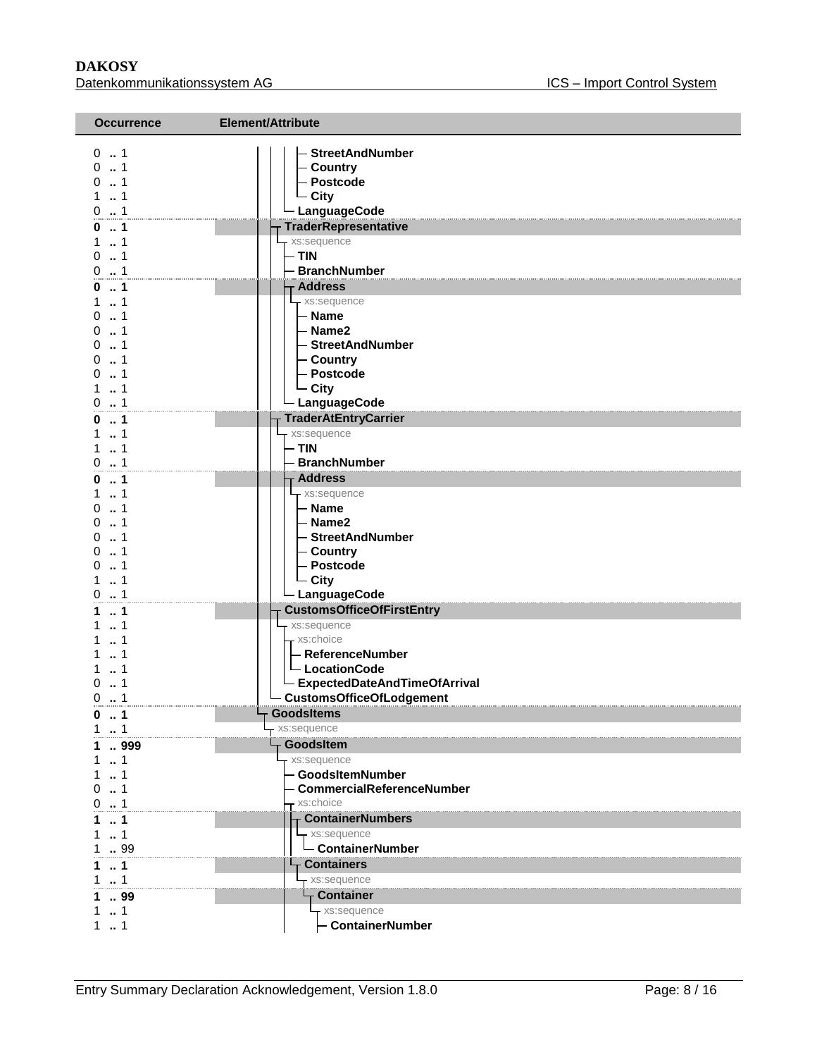| Occurrence | Element/Attribute |
|---|---|
| 0 .. 1 | StreetAndNumber |
| 0 .. 1 | Country |
| 0 .. 1 | Postcode |
| 1 .. 1 | City |
| 0 .. 1 | LanguageCode |
| **0 .. 1** | **TraderRepresentative** |
| 1 .. 1 | xs:sequence |
| 0 .. 1 | TIN |
| 0 .. 1 | BranchNumber |
| **0 .. 1** | **Address** |
| 1 .. 1 | xs:sequence |
| 0 .. 1 | Name |
| 0 .. 1 | Name2 |
| 0 .. 1 | StreetAndNumber |
| 0 .. 1 | Country |
| 0 .. 1 | Postcode |
| 1 .. 1 | City |
| 0 .. 1 | LanguageCode |
| **0 .. 1** | **TraderAtEntryCarrier** |
| 1 .. 1 | xs:sequence |
| 1 .. 1 | TIN |
| 0 .. 1 | BranchNumber |
| **0 .. 1** | **Address** |
| 1 .. 1 | xs:sequence |
| 0 .. 1 | Name |
| 0 .. 1 | Name2 |
| 0 .. 1 | StreetAndNumber |
| 0 .. 1 | Country |
| 0 .. 1 | Postcode |
| 1 .. 1 | City |
| 0 .. 1 | LanguageCode |
| **1 .. 1** | **CustomsOfficeOfFirstEntry** |
| 1 .. 1 | xs:sequence |
| 1 .. 1 | xs:choice |
| 1 .. 1 | ReferenceNumber |
| 1 .. 1 | LocationCode |
| 0 .. 1 | ExpectedDateAndTimeOfArrival |
| 0 .. 1 | CustomsOfficeOfLodgement |
| **0 .. 1** | **GoodsItems** |
| 1 .. 1 | xs:sequence |
| **1 .. 999** | **GoodsItem** |
| 1 .. 1 | xs:sequence |
| 1 .. 1 | GoodsItemNumber |
| 0 .. 1 | CommercialReferenceNumber |
| 0 .. 1 | xs:choice |
| **1 .. 1** | **ContainerNumbers** |
| 1 .. 1 | xs:sequence |
| 1 .. 99 | ContainerNumber |
| **1 .. 1** | **Containers** |
| 1 .. 1 | xs:sequence |
| **1 .. 99** | **Container** |
| 1 .. 1 | xs:sequence |
| 1 .. 1 | ContainerNumber |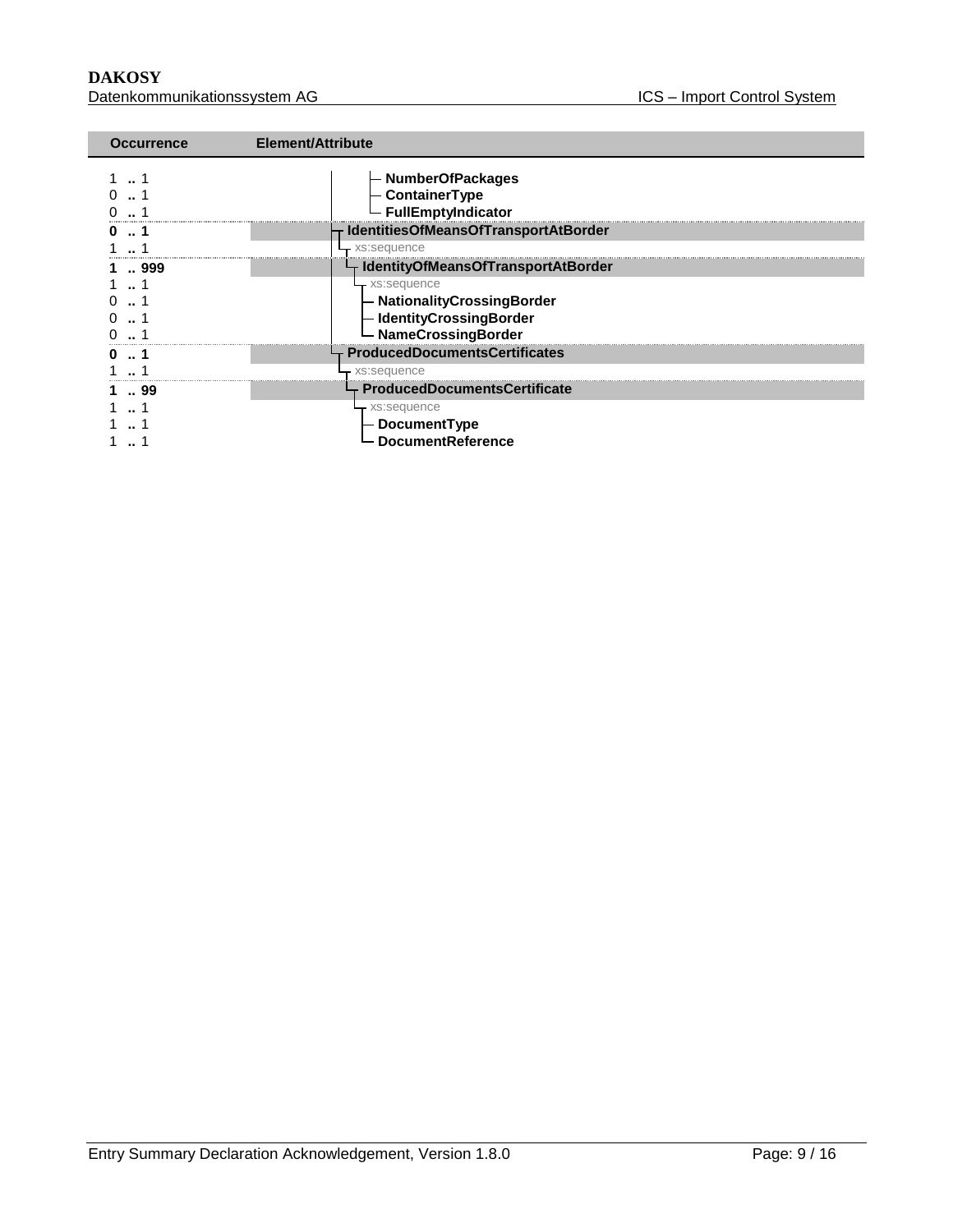| Occurrence | Element/Attribute |
|---|---|
| 1 .. 1 | NumberOfPackages |
| 0 .. 1 | ContainerType |
| 0 .. 1 | FullEmptyIndicator |
| **0 .. 1** | **IdentitiesOfMeansOfTransportAtBorder** |
| 1 .. 1 | xs:sequence |
| **1 .. 999** | **IdentityOfMeansOfTransportAtBorder** |
| 1 .. 1 | xs:sequence |
| 0 .. 1 | NationalityCrossingBorder |
| 0 .. 1 | IdentityCrossingBorder |
| 0 .. 1 | NameCrossingBorder |
| **0 .. 1** | **ProducedDocumentsCertificates** |
| 1 .. 1 | xs:sequence |
| **1 .. 99** | **ProducedDocumentsCertificate** |
| 1 .. 1 | xs:sequence |
| 1 .. 1 | DocumentType |
| 1 .. 1 | DocumentReference |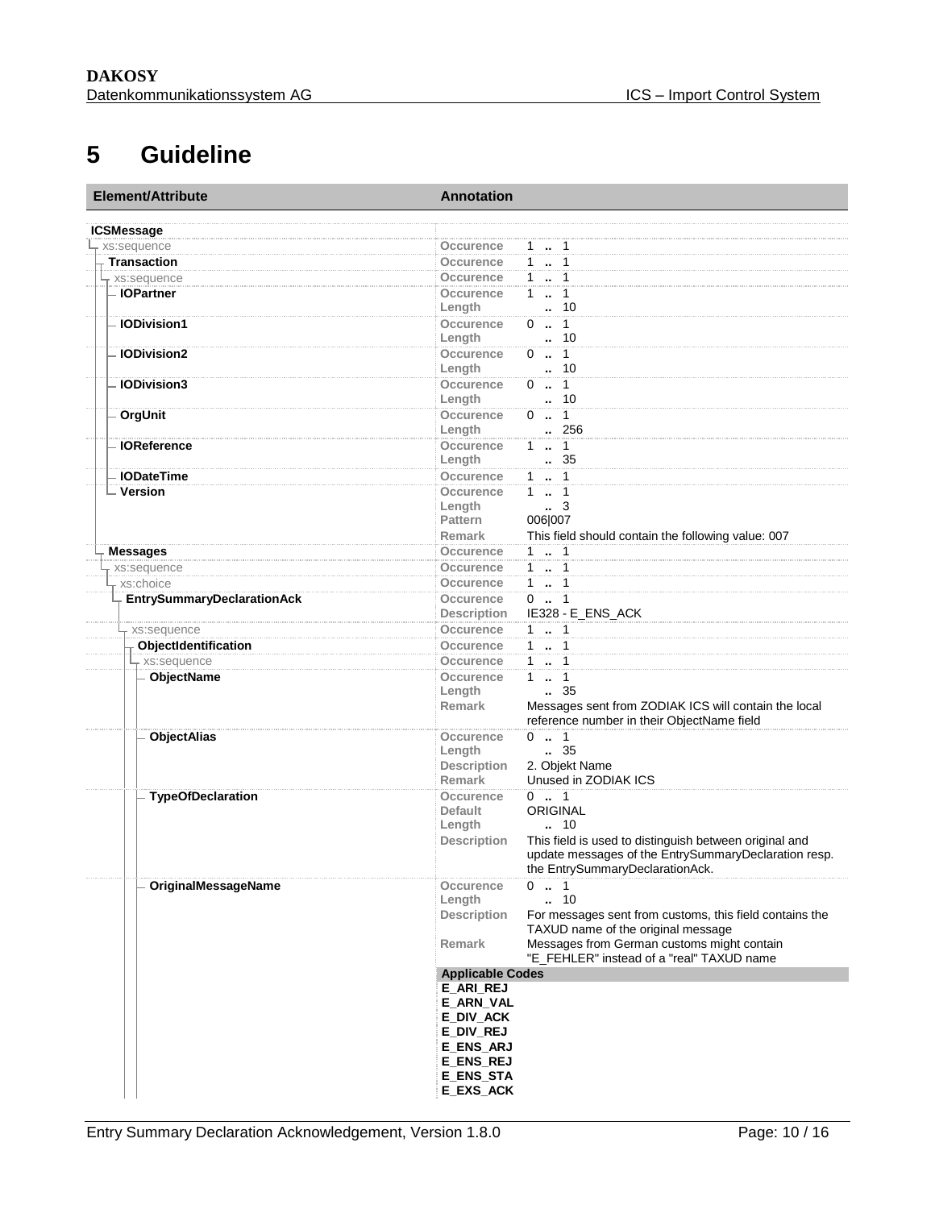# 5 Guideline

| Element/Attribute | Annotation | |
|---|---|---|
| **ICSMessage** | | |
| xs:sequence | Occurence | 1 .. 1 |
| **Transaction** | Occurence | 1 .. 1 |
| xs:sequence | Occurence | 1 .. 1 |
| **IOPartner** | Occurence | 1 .. 1 |
| | Length | .. 10 |
| **IODivision1** | Occurence | 0 .. 1 |
| | Length | .. 10 |
| **IODivision2** | Occurence | 0 .. 1 |
| | Length | .. 10 |
| **IODivision3** | Occurence | 0 .. 1 |
| | Length | .. 10 |
| **OrgUnit** | Occurence | 0 .. 1 |
| | Length | .. 256 |
| **IOReference** | Occurence | 1 .. 1 |
| | Length | .. 35 |
| **IODateTime** | Occurence | 1 .. 1 |
| **Version** | Occurence | 1 .. 1 |
| | Length | .. 3 |
| | Pattern | 006\|007 |
| | Remark | This field should contain the following value: 007 |
| **Messages** | Occurence | 1 .. 1 |
| xs:sequence | Occurence | 1 .. 1 |
| xs:choice | Occurence | 1 .. 1 |
| **EntrySummaryDeclarationAck** | Occurence | 0 .. 1 |
| | Description | IE328 - E_ENS_ACK |
| xs:sequence | Occurence | 1 .. 1 |
| **ObjectIdentification** | Occurence | 1 .. 1 |
| xs:sequence | Occurence | 1 .. 1 |
| **ObjectName** | Occurence | 1 .. 1 |
| | Length | .. 35 |
| | Remark | Messages sent from ZODIAK ICS will contain the local reference number in their ObjectName field |
| **ObjectAlias** | Occurence | 0 .. 1 |
| | Length | .. 35 |
| | Description | 2. Objekt Name |
| | Remark | Unused in ZODIAK ICS |
| **TypeOfDeclaration** | Occurence | 0 .. 1 |
| | Default | ORIGINAL |
| | Length | .. 10 |
| | Description | This field is used to distinguish between original and update messages of the EntrySummaryDeclaration resp. the EntrySummaryDeclarationAck. |
| **OriginalMessageName** | Occurence | 0 .. 1 |
| | Length | .. 10 |
| | Description | For messages sent from customs, this field contains the TAXUD name of the original message |
| | Remark | Messages from German customs might contain "E_FEHLER" instead of a "real" TAXUD name |
| | **Applicable Codes** | |
| | **E_ARI_REJ** | |
| | **E_ARN_VAL** | |
| | **E_DIV_ACK** | |
| | **E_DIV_REJ** | |
| | **E_ENS_ARJ** | |
| | **E_ENS_REJ** | |
| | **E_ENS_STA** | |
| | **E_EXS_ACK** | |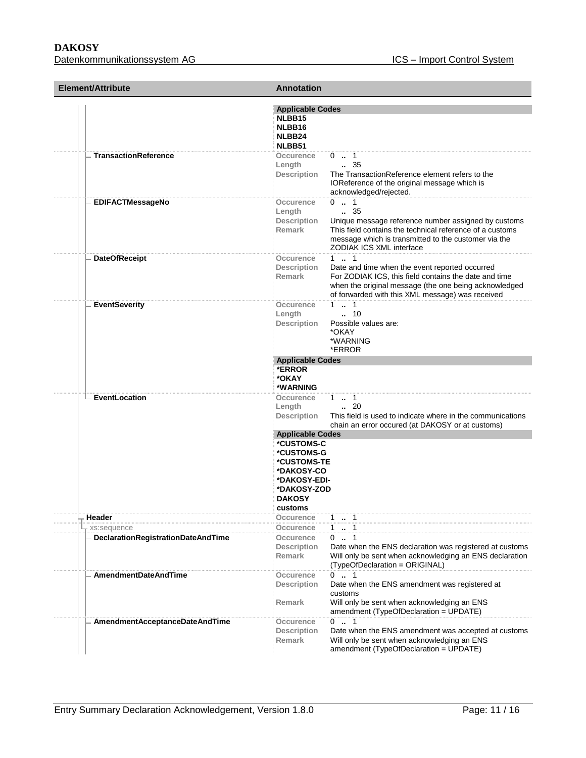| Element/Attribute | Annotation | |
|---|---|---|
| | **Applicable Codes** | |
| | **NLBB15**<br>**NLBB16**<br>**NLBB24**<br>**NLBB51** | |
| **TransactionReference** | Occurence | 0 .. 1 |
| | Length | .. 35 |
| | Description | The TransactionReference element refers to the IOReference of the original message which is acknowledged/rejected. |
| **EDIFACTMessageNo** | Occurence | 0 .. 1 |
| | Length | .. 35 |
| | Description | Unique message reference number assigned by customs |
| | Remark | This field contains the technical reference of a customs message which is transmitted to the customer via the ZODIAK ICS XML interface |
| **DateOfReceipt** | Occurence | 1 .. 1 |
| | Description | Date and time when the event reported occurred |
| | Remark | For ZODIAK ICS, this field contains the date and time when the original message (the one being acknowledged of forwarded with this XML message) was received |
| **EventSeverity** | Occurence | 1 .. 1 |
| | Length | .. 10 |
| | Description | Possible values are:<br>*OKAY<br>*WARNING<br>*ERROR |
| | **Applicable Codes** | |
| | **\*ERROR**<br>**\*OKAY**<br>**\*WARNING** | |
| **EventLocation** | Occurence | 1 .. 1 |
| | Length | .. 20 |
| | Description | This field is used to indicate where in the communications chain an error occured (at DAKOSY or at customs) |
| | **Applicable Codes** | |
| | **\*CUSTOMS-C**<br>**\*CUSTOMS-G**<br>**\*CUSTOMS-TE**<br>**\*DAKOSY-CO**<br>**\*DAKOSY-EDI-**<br>**\*DAKOSY-ZOD**<br>**DAKOSY**<br>**customs** | |
| **Header** | Occurence | 1 .. 1 |
| xs:sequence | Occurence | 1 .. 1 |
| **DeclarationRegistrationDateAndTime** | Occurence | 0 .. 1 |
| | Description | Date when the ENS declaration was registered at customs |
| | Remark | Will only be sent when acknowledging an ENS declaration (TypeOfDeclaration = ORIGINAL) |
| **AmendmentDateAndTime** | Occurence | 0 .. 1 |
| | Description | Date when the ENS amendment was registered at customs |
| | Remark | Will only be sent when acknowledging an ENS amendment (TypeOfDeclaration = UPDATE) |
| **AmendmentAcceptanceDateAndTime** | Occurence | 0 .. 1 |
| | Description | Date when the ENS amendment was accepted at customs |
| | Remark | Will only be sent when acknowledging an ENS amendment (TypeOfDeclaration = UPDATE) |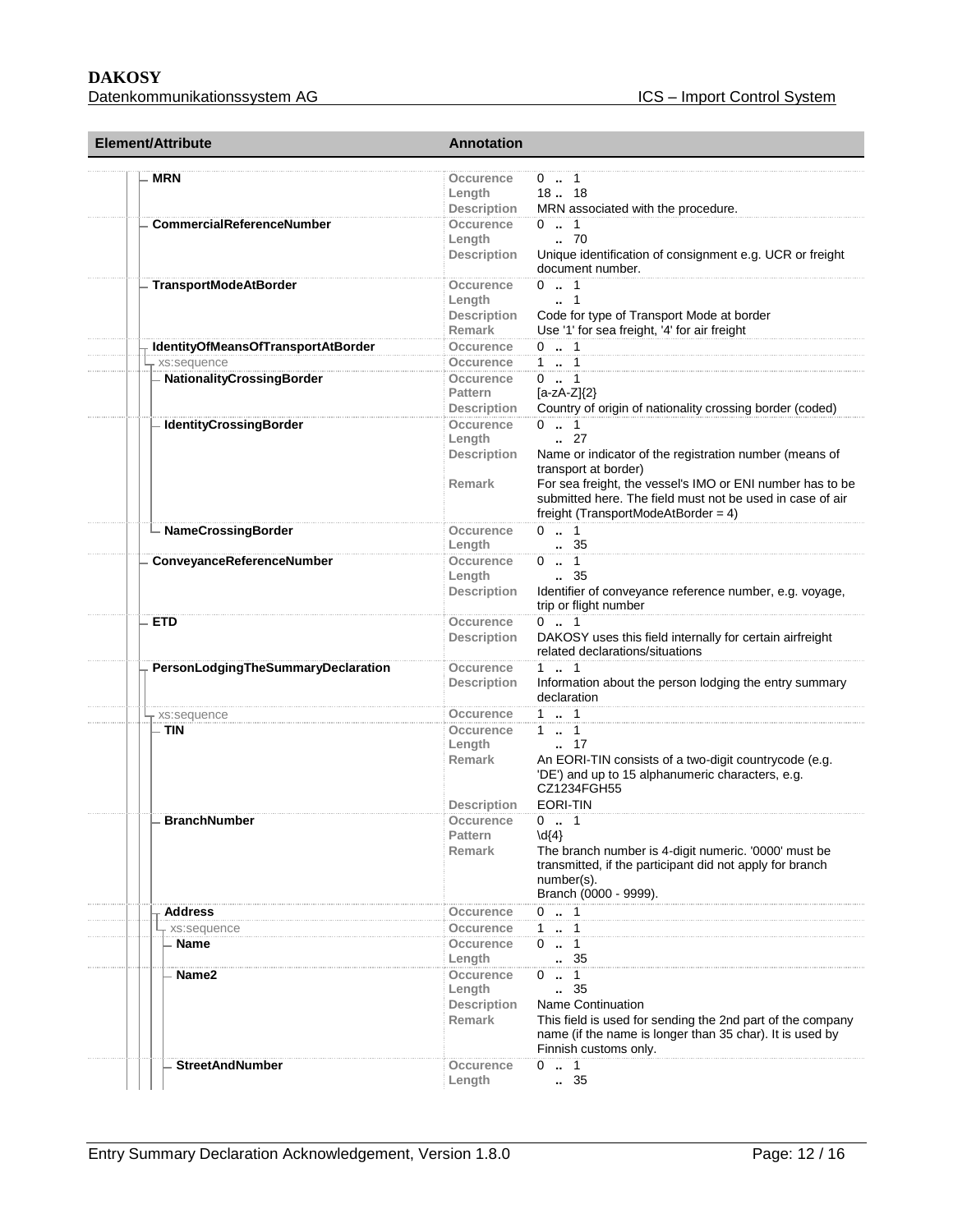| Element/Attribute | Annotation | |
|---|---|---|
| MRN | Occurence | 0 .. 1 |
| | Length | 18 .. 18 |
| | Description | MRN associated with the procedure. |
| CommercialReferenceNumber | Occurence | 0 .. 1 |
| | Length | .. 70 |
| | Description | Unique identification of consignment e.g. UCR or freight document number. |
| TransportModeAtBorder | Occurence | 0 .. 1 |
| | Length | .. 1 |
| | Description | Code for type of Transport Mode at border |
| | Remark | Use '1' for sea freight, '4' for air freight |
| IdentityOfMeansOfTransportAtBorder | Occurence | 0 .. 1 |
| xs:sequence | Occurence | 1 .. 1 |
| NationalityCrossingBorder | Occurence | 0 .. 1 |
| | Pattern | [a-zA-Z]{2} |
| | Description | Country of origin of nationality crossing border (coded) |
| IdentityCrossingBorder | Occurence | 0 .. 1 |
| | Length | .. 27 |
| | Description | Name or indicator of the registration number (means of transport at border) |
| | Remark | For sea freight, the vessel's IMO or ENI number has to be submitted here. The field must not be used in case of air freight (TransportModeAtBorder = 4) |
| NameCrossingBorder | Occurence | 0 .. 1 |
| | Length | .. 35 |
| ConveyanceReferenceNumber | Occurence | 0 .. 1 |
| | Length | .. 35 |
| | Description | Identifier of conveyance reference number, e.g. voyage, trip or flight number |
| ETD | Occurence | 0 .. 1 |
| | Description | DAKOSY uses this field internally for certain airfreight related declarations/situations |
| PersonLodgingTheSummaryDeclaration | Occurence | 1 .. 1 |
| | Description | Information about the person lodging the entry summary declaration |
| xs:sequence | Occurence | 1 .. 1 |
| TIN | Occurence | 1 .. 1 |
| | Length | .. 17 |
| | Remark | An EORI-TIN consists of a two-digit countrycode (e.g. 'DE') and up to 15 alphanumeric characters, e.g. CZ1234FGH55 |
| | Description | EORI-TIN |
| BranchNumber | Occurence | 0 .. 1 |
| | Pattern | \d{4} |
| | Remark | The branch number is 4-digit numeric. '0000' must be transmitted, if the participant did not apply for branch number(s). Branch (0000 - 9999). |
| Address | Occurence | 0 .. 1 |
| xs:sequence | Occurence | 1 .. 1 |
| Name | Occurence | 0 .. 1 |
| | Length | .. 35 |
| Name2 | Occurence | 0 .. 1 |
| | Length | .. 35 |
| | Description | Name Continuation |
| | Remark | This field is used for sending the 2nd part of the company name (if the name is longer than 35 char). It is used by Finnish customs only. |
| StreetAndNumber | Occurence | 0 .. 1 |
| | Length | .. 35 |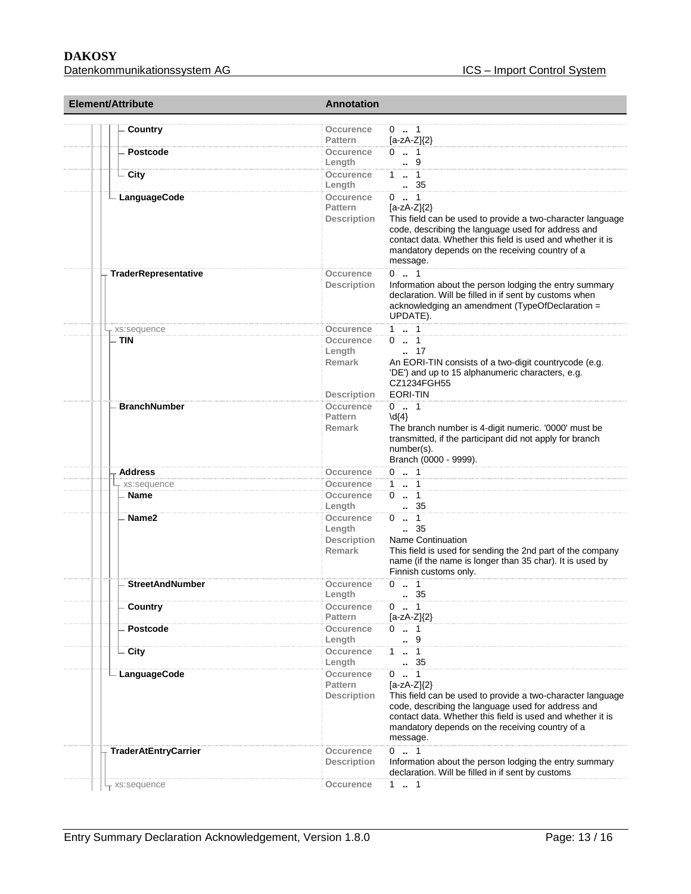| Element/Attribute | Annotation | |
|---|---|---|
| Country | Occurence | 0 .. 1 |
| | Pattern | [a-zA-Z]{2} |
| Postcode | Occurence | 0 .. 1 |
| | Length | .. 9 |
| City | Occurence | 1 .. 1 |
| | Length | .. 35 |
| LanguageCode | Occurence | 0 .. 1 |
| | Pattern | [a-zA-Z]{2} |
| | Description | This field can be used to provide a two-character language code, describing the language used for address and contact data. Whether this field is used and whether it is mandatory depends on the receiving country of a message. |
| TraderRepresentative | Occurence | 0 .. 1 |
| | Description | Information about the person lodging the entry summary declaration. Will be filled in if sent by customs when acknowledging an amendment (TypeOfDeclaration = UPDATE). |
| xs:sequence | Occurence | 1 .. 1 |
| TIN | Occurence | 0 .. 1 |
| | Length | .. 17 |
| | Remark | An EORI-TIN consists of a two-digit countrycode (e.g. 'DE') and up to 15 alphanumeric characters, e.g. CZ1234FGH55 |
| | Description | EORI-TIN |
| BranchNumber | Occurence | 0 .. 1 |
| | Pattern | \d{4} |
| | Remark | The branch number is 4-digit numeric. '0000' must be transmitted, if the participant did not apply for branch number(s).<br>Branch (0000 - 9999). |
| Address | Occurence | 0 .. 1 |
| xs:sequence | Occurence | 1 .. 1 |
| Name | Occurence | 0 .. 1 |
| | Length | .. 35 |
| Name2 | Occurence | 0 .. 1 |
| | Length | .. 35 |
| | Description | Name Continuation |
| | Remark | This field is used for sending the 2nd part of the company name (if the name is longer than 35 char). It is used by Finnish customs only. |
| StreetAndNumber | Occurence | 0 .. 1 |
| | Length | .. 35 |
| Country | Occurence | 0 .. 1 |
| | Pattern | [a-zA-Z]{2} |
| Postcode | Occurence | 0 .. 1 |
| | Length | .. 9 |
| City | Occurence | 1 .. 1 |
| | Length | .. 35 |
| LanguageCode | Occurence | 0 .. 1 |
| | Pattern | [a-zA-Z]{2} |
| | Description | This field can be used to provide a two-character language code, describing the language used for address and contact data. Whether this field is used and whether it is mandatory depends on the receiving country of a message. |
| TraderAtEntryCarrier | Occurence | 0 .. 1 |
| | Description | Information about the person lodging the entry summary declaration. Will be filled in if sent by customs |
| xs:sequence | Occurence | 1 .. 1 |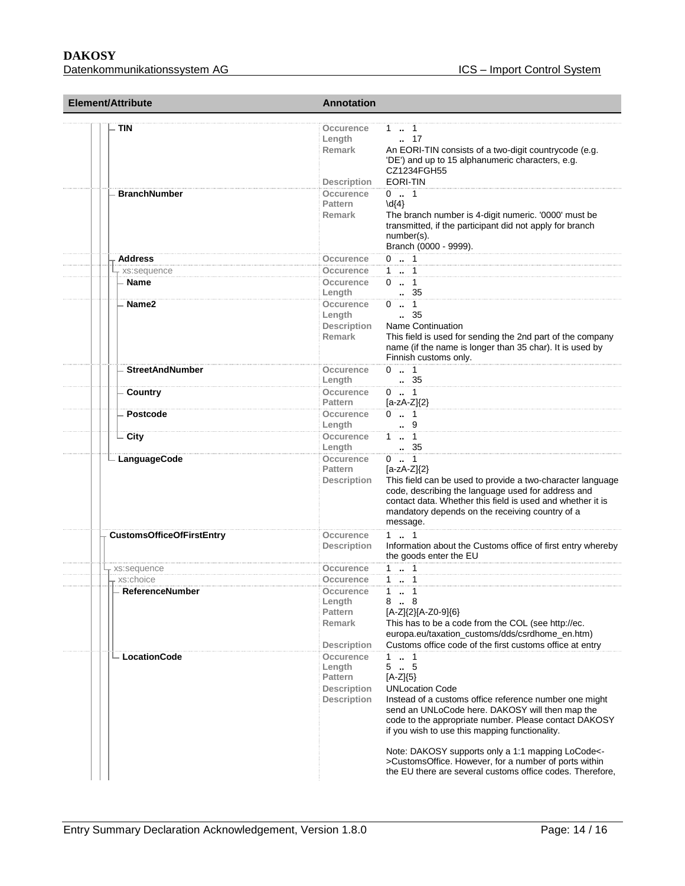| Element/Attribute | Annotation | |
|---|---|---|
| TIN | Occurence | 1 .. 1 |
| | Length | .. 17 |
| | Remark | An EORI-TIN consists of a two-digit countrycode (e.g. 'DE') and up to 15 alphanumeric characters, e.g. CZ1234FGH55 |
| | Description | EORI-TIN |
| BranchNumber | Occurence | 0 .. 1 |
| | Pattern | \d{4} |
| | Remark | The branch number is 4-digit numeric. '0000' must be transmitted, if the participant did not apply for branch number(s). Branch (0000 - 9999). |
| Address | Occurence | 0 .. 1 |
| xs:sequence | Occurence | 1 .. 1 |
| Name | Occurence | 0 .. 1 |
| | Length | .. 35 |
| Name2 | Occurence | 0 .. 1 |
| | Length | .. 35 |
| | Description | Name Continuation |
| | Remark | This field is used for sending the 2nd part of the company name (if the name is longer than 35 char). It is used by Finnish customs only. |
| StreetAndNumber | Occurence | 0 .. 1 |
| | Length | .. 35 |
| Country | Occurence | 0 .. 1 |
| | Pattern | [a-zA-Z]{2} |
| Postcode | Occurence | 0 .. 1 |
| | Length | .. 9 |
| City | Occurence | 1 .. 1 |
| | Length | .. 35 |
| LanguageCode | Occurence | 0 .. 1 |
| | Pattern | [a-zA-Z]{2} |
| | Description | This field can be used to provide a two-character language code, describing the language used for address and contact data. Whether this field is used and whether it is mandatory depends on the receiving country of a message. |
| CustomsOfficeOfFirstEntry | Occurence | 1 .. 1 |
| | Description | Information about the Customs office of first entry whereby the goods enter the EU |
| xs:sequence | Occurence | 1 .. 1 |
| xs:choice | Occurence | 1 .. 1 |
| ReferenceNumber | Occurence | 1 .. 1 |
| | Length | 8 .. 8 |
| | Pattern | [A-Z]{2}[A-Z0-9]{6} |
| | Remark | This has to be a code from the COL (see http://ec.europa.eu/taxation_customs/dds/csrdhome_en.htm) |
| | Description | Customs office code of the first customs office at entry |
| LocationCode | Occurence | 1 .. 1 |
| | Length | 5 .. 5 |
| | Pattern | [A-Z]{5} |
| | Description | UNLocation Code |
| | Description | Instead of a customs office reference number one might send an UNLoCode here. DAKOSY will then map the code to the appropriate number. Please contact DAKOSY if you wish to use this mapping functionality. Note: DAKOSY supports only a 1:1 mapping LoCode<->CustomsOffice. However, for a number of ports within the EU there are several customs office codes. Therefore, |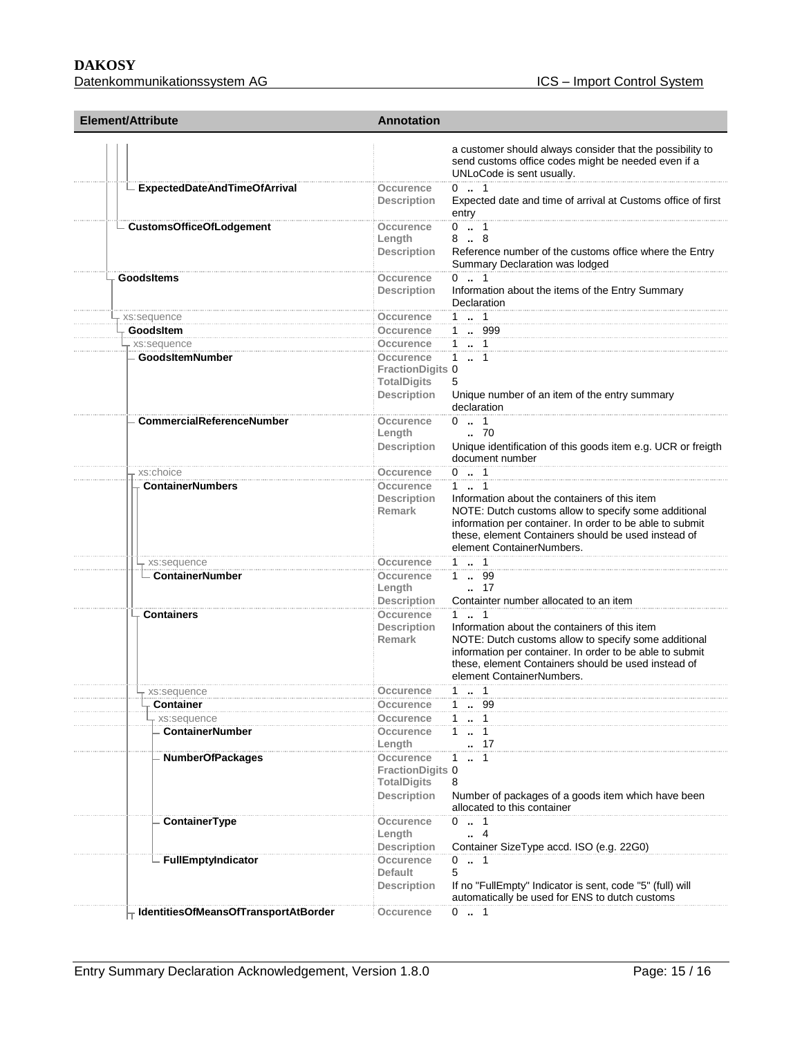| Element/Attribute | Annotation | |
|---|---|---|
| | | a customer should always consider that the possibility to send customs office codes might be needed even if a UNLoCode is sent usually. |
| ExpectedDateAndTimeOfArrival | Occurence | 0 .. 1 |
| | Description | Expected date and time of arrival at Customs office of first entry |
| CustomsOfficeOfLodgement | Occurence | 0 .. 1 |
| | Length | 8 .. 8 |
| | Description | Reference number of the customs office where the Entry Summary Declaration was lodged |
| GoodsItems | Occurence | 0 .. 1 |
| | Description | Information about the items of the Entry Summary Declaration |
| xs:sequence | Occurence | 1 .. 1 |
| GoodsItem | Occurence | 1 .. 999 |
| xs:sequence | Occurence | 1 .. 1 |
| GoodsItemNumber | Occurence | 1 .. 1 |
| | FractionDigits | 0 |
| | TotalDigits | 5 |
| | Description | Unique number of an item of the entry summary declaration |
| CommercialReferenceNumber | Occurence | 0 .. 1 |
| | Length | .. 70 |
| | Description | Unique identification of this goods item e.g. UCR or freigth document number |
| xs:choice | Occurence | 0 .. 1 |
| ContainerNumbers | Occurence | 1 .. 1 |
| | Description | Information about the containers of this item |
| | Remark | NOTE: Dutch customs allow to specify some additional information per container. In order to be able to submit these, element Containers should be used instead of element ContainerNumbers. |
| xs:sequence | Occurence | 1 .. 1 |
| ContainerNumber | Occurence | 1 .. 99 |
| | Length | .. 17 |
| | Description | Containter number allocated to an item |
| Containers | Occurence | 1 .. 1 |
| | Description | Information about the containers of this item |
| | Remark | NOTE: Dutch customs allow to specify some additional information per container. In order to be able to submit these, element Containers should be used instead of element ContainerNumbers. |
| xs:sequence | Occurence | 1 .. 1 |
| Container | Occurence | 1 .. 99 |
| xs:sequence | Occurence | 1 .. 1 |
| ContainerNumber | Occurence | 1 .. 1 |
| | Length | .. 17 |
| NumberOfPackages | Occurence | 1 .. 1 |
| | FractionDigits | 0 |
| | TotalDigits | 8 |
| | Description | Number of packages of a goods item which have been allocated to this container |
| ContainerType | Occurence | 0 .. 1 |
| | Length | .. 4 |
| | Description | Container SizeType accd. ISO (e.g. 22G0) |
| FullEmptyIndicator | Occurence | 0 .. 1 |
| | Default | 5 |
| | Description | If no "FullEmpty" Indicator is sent, code "5" (full) will automatically be used for ENS to dutch customs |
| IdentitiesOfMeansOfTransportAtBorder | Occurence | 0 .. 1 |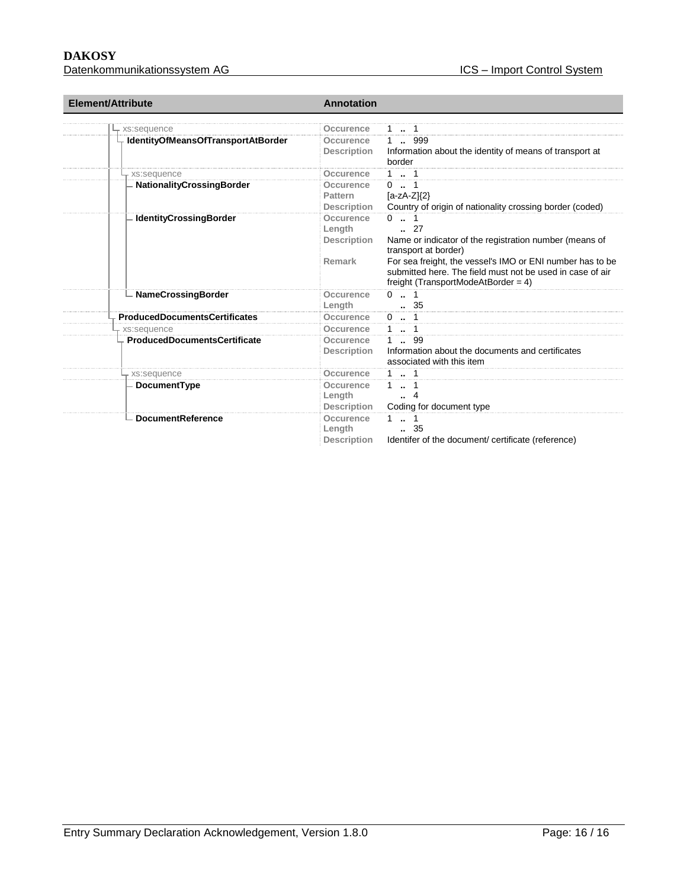| Element/Attribute | Annotation | |
|---|---|---|
| xs:sequence | Occurence | 1 .. 1 |
| IdentityOfMeansOfTransportAtBorder | Occurence | 1 .. 999 |
| | Description | Information about the identity of means of transport at border |
| xs:sequence | Occurence | 1 .. 1 |
| NationalityCrossingBorder | Occurence | 0 .. 1 |
| | Pattern | [a-zA-Z]{2} |
| | Description | Country of origin of nationality crossing border (coded) |
| IdentityCrossingBorder | Occurence | 0 .. 1 |
| | Length | .. 27 |
| | Description | Name or indicator of the registration number (means of transport at border) |
| | Remark | For sea freight, the vessel's IMO or ENI number has to be submitted here. The field must not be used in case of air freight (TransportModeAtBorder = 4) |
| NameCrossingBorder | Occurence | 0 .. 1 |
| | Length | .. 35 |
| ProducedDocumentsCertificates | Occurence | 0 .. 1 |
| xs:sequence | Occurence | 1 .. 1 |
| ProducedDocumentsCertificate | Occurence | 1 .. 99 |
| | Description | Information about the documents and certificates associated with this item |
| xs:sequence | Occurence | 1 .. 1 |
| DocumentType | Occurence | 1 .. 1 |
| | Length | .. 4 |
| | Description | Coding for document type |
| DocumentReference | Occurence | 1 .. 1 |
| | Length | .. 35 |
| | Description | Identifer of the document/ certificate (reference) |